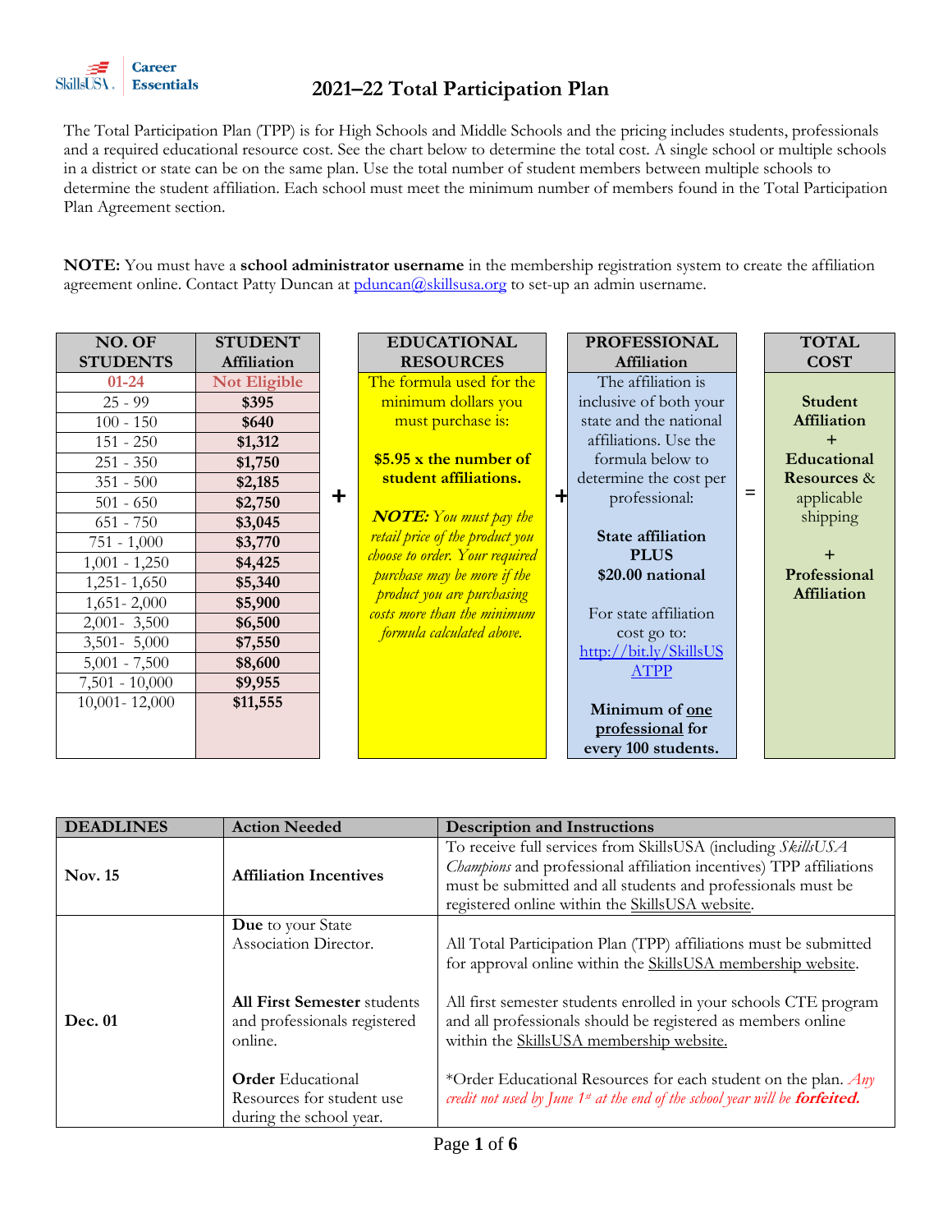SkillsUSA Career Essentials

# 2021–22 Total Participation Plan

The Total Participation Plan (TPP) is for High Schools and Middle Schools and the pricing includes students, professionals and a required educational resource cost. See the chart below to determine the total cost. A single school or multiple schools in a district or state can be on the same plan. Use the total number of student members between multiple schools to determine the student affiliation. Each school must meet the minimum number of members found in the Total Participation Plan Agreement section.

**NOTE:** You must have a **school administrator username** in the membership registration system to create the affiliation agreement online. Contact Patty Duncan at pduncan@skillsusa.org to set-up an admin username.

| NO. OF STUDENTS | STUDENT Affiliation |
|---|---|
| 01-24 | Not Eligible |
| 25 - 99 | **$395** |
| 100 - 150 | **$640** |
| 151 - 250 | **$1,312** |
| 251 - 350 | **$1,750** |
| 351 - 500 | **$2,185** |
| 501 - 650 | **$2,750** |
| 651 - 750 | **$3,045** |
| 751 - 1,000 | **$3,770** |
| 1,001 - 1,250 | **$4,425** |
| 1,251- 1,650 | **$5,340** |
| 1,651- 2,000 | **$5,900** |
| 2,001- 3,500 | **$6,500** |
| 3,501- 5,000 | **$7,550** |
| 5,001 - 7,500 | **$8,600** |
| 7,501 - 10,000 | **$9,955** |
| 10,001- 12,000 | **$11,555** |

**+**

**EDUCATIONAL RESOURCES**

The formula used for the minimum dollars you must purchase is:

**$5.95 x the number of student affiliations.**

***NOTE:*** *You must pay the retail price of the product you choose to order. Your required purchase may be more if the product you are purchasing costs more than the minimum formula calculated above.*

**+**

**PROFESSIONAL Affiliation**

The affiliation is inclusive of both your state and the national affiliations. Use the formula below to determine the cost per professional:

**State affiliation PLUS $20.00 national**

For state affiliation cost go to: http://bit.ly/SkillsUSATPP

**Minimum of one professional for every 100 students.**

**=**

**TOTAL COST**

**Student Affiliation + Educational Resources** & applicable shipping **+ Professional Affiliation**

| DEADLINES | Action Needed | Description and Instructions |
|---|---|---|
| **Nov. 15** | **Affiliation Incentives** | To receive full services from SkillsUSA (including *SkillsUSA Champions* and professional affiliation incentives) TPP affiliations must be submitted and all students and professionals must be registered online within the SkillsUSA website. |
| **Dec. 01** | **Due** to your State Association Director. | All Total Participation Plan (TPP) affiliations must be submitted for approval online within the SkillsUSA membership website. |
| | **All First Semester** students and professionals registered online. | All first semester students enrolled in your schools CTE program and all professionals should be registered as members online within the SkillsUSA membership website. |
| | **Order** Educational Resources for student use during the school year. | *Order Educational Resources for each student on the plan. *Any credit not used by June 1st at the end of the school year will be* ***forfeited.*** |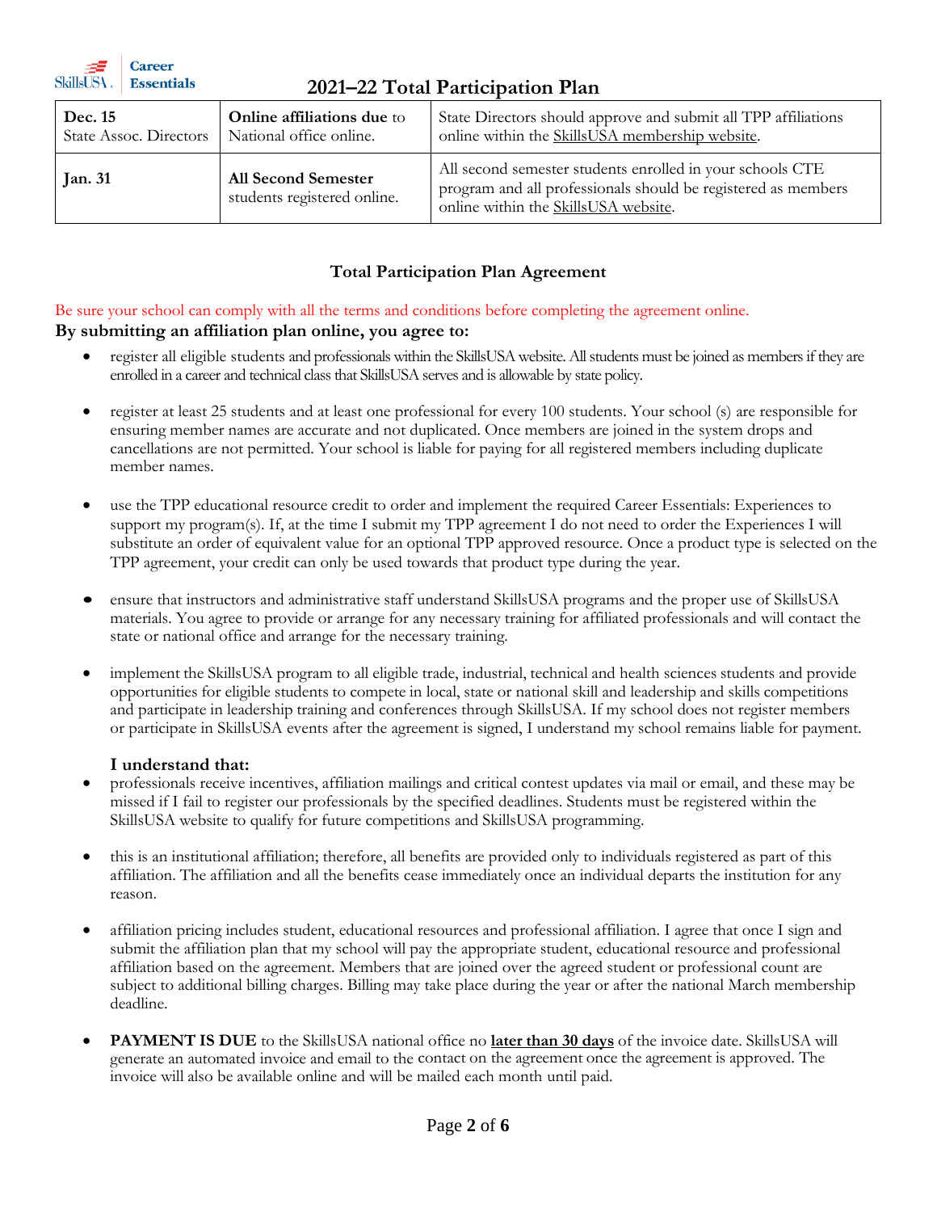## 2021–22 Total Participation Plan

| | | |
|---|---|---|
| **Dec. 15** State Assoc. Directors | **Online affiliations due** to National office online. | State Directors should approve and submit all TPP affiliations online within the SkillsUSA membership website. |
| **Jan. 31** | **All Second Semester** students registered online. | All second semester students enrolled in your schools CTE program and all professionals should be registered as members online within the SkillsUSA website. |

### Total Participation Plan Agreement

Be sure your school can comply with all the terms and conditions before completing the agreement online.

**By submitting an affiliation plan online, you agree to:**

- register all eligible students and professionals within the SkillsUSA website. All students must be joined as members if they are enrolled in a career and technical class that SkillsUSA serves and is allowable by state policy.
- register at least 25 students and at least one professional for every 100 students. Your school (s) are responsible for ensuring member names are accurate and not duplicated. Once members are joined in the system drops and cancellations are not permitted. Your school is liable for paying for all registered members including duplicate member names.
- use the TPP educational resource credit to order and implement the required Career Essentials: Experiences to support my program(s). If, at the time I submit my TPP agreement I do not need to order the Experiences I will substitute an order of equivalent value for an optional TPP approved resource. Once a product type is selected on the TPP agreement, your credit can only be used towards that product type during the year.
- ensure that instructors and administrative staff understand SkillsUSA programs and the proper use of SkillsUSA materials. You agree to provide or arrange for any necessary training for affiliated professionals and will contact the state or national office and arrange for the necessary training.
- implement the SkillsUSA program to all eligible trade, industrial, technical and health sciences students and provide opportunities for eligible students to compete in local, state or national skill and leadership and skills competitions and participate in leadership training and conferences through SkillsUSA. If my school does not register members or participate in SkillsUSA events after the agreement is signed, I understand my school remains liable for payment.

**I understand that:**

- professionals receive incentives, affiliation mailings and critical contest updates via mail or email, and these may be missed if I fail to register our professionals by the specified deadlines. Students must be registered within the SkillsUSA website to qualify for future competitions and SkillsUSA programming.
- this is an institutional affiliation; therefore, all benefits are provided only to individuals registered as part of this affiliation. The affiliation and all the benefits cease immediately once an individual departs the institution for any reason.
- affiliation pricing includes student, educational resources and professional affiliation. I agree that once I sign and submit the affiliation plan that my school will pay the appropriate student, educational resource and professional affiliation based on the agreement. Members that are joined over the agreed student or professional count are subject to additional billing charges. Billing may take place during the year or after the national March membership deadline.
- **PAYMENT IS DUE** to the SkillsUSA national office no **later than 30 days** of the invoice date. SkillsUSA will generate an automated invoice and email to the contact on the agreement once the agreement is approved. The invoice will also be available online and will be mailed each month until paid.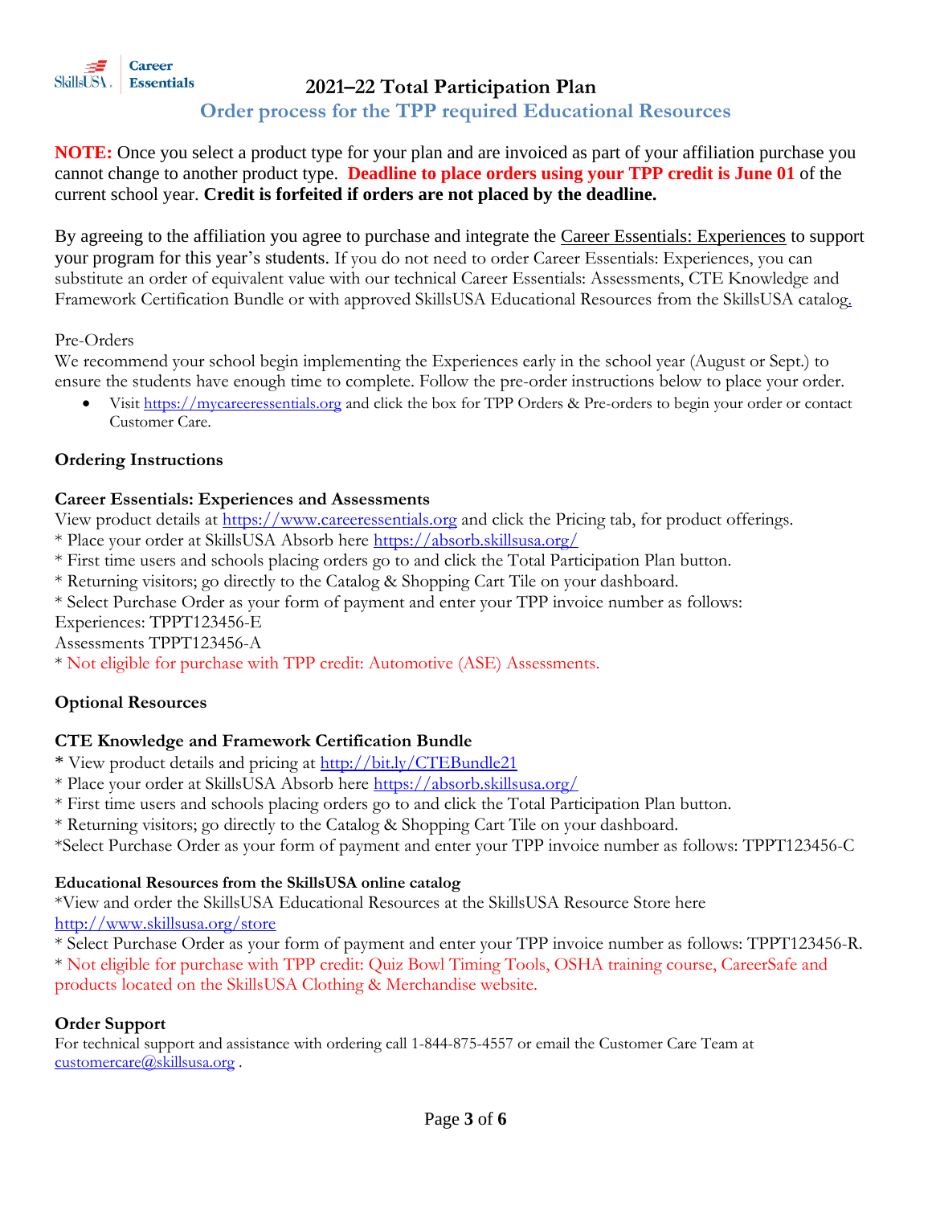# 2021–22 Total Participation Plan

## Order process for the TPP required Educational Resources

**NOTE:** Once you select a product type for your plan and are invoiced as part of your affiliation purchase you cannot change to another product type. **Deadline to place orders using your TPP credit is June 01** of the current school year. **Credit is forfeited if orders are not placed by the deadline.**

By agreeing to the affiliation you agree to purchase and integrate the Career Essentials: Experiences to support your program for this year's students. If you do not need to order Career Essentials: Experiences, you can substitute an order of equivalent value with our technical Career Essentials: Assessments, CTE Knowledge and Framework Certification Bundle or with approved SkillsUSA Educational Resources from the SkillsUSA catalog.

Pre-Orders

We recommend your school begin implementing the Experiences early in the school year (August or Sept.) to ensure the students have enough time to complete. Follow the pre-order instructions below to place your order.

- Visit https://mycareeressentials.org and click the box for TPP Orders & Pre-orders to begin your order or contact Customer Care.

### Ordering Instructions

#### Career Essentials: Experiences and Assessments

View product details at https://www.careeressentials.org and click the Pricing tab, for product offerings.

\* Place your order at SkillsUSA Absorb here https://absorb.skillsusa.org/

\* First time users and schools placing orders go to and click the Total Participation Plan button.

\* Returning visitors; go directly to the Catalog & Shopping Cart Tile on your dashboard.

\* Select Purchase Order as your form of payment and enter your TPP invoice number as follows:

Experiences: TPPT123456-E

Assessments TPPT123456-A

\* Not eligible for purchase with TPP credit: Automotive (ASE) Assessments.

### Optional Resources

#### CTE Knowledge and Framework Certification Bundle

\* View product details and pricing at http://bit.ly/CTEBundle21

\* Place your order at SkillsUSA Absorb here https://absorb.skillsusa.org/

\* First time users and schools placing orders go to and click the Total Participation Plan button.

\* Returning visitors; go directly to the Catalog & Shopping Cart Tile on your dashboard.

\*Select Purchase Order as your form of payment and enter your TPP invoice number as follows: TPPT123456-C

#### Educational Resources from the SkillsUSA online catalog

\*View and order the SkillsUSA Educational Resources at the SkillsUSA Resource Store here http://www.skillsusa.org/store

\* Select Purchase Order as your form of payment and enter your TPP invoice number as follows: TPPT123456-R.

\* Not eligible for purchase with TPP credit: Quiz Bowl Timing Tools, OSHA training course, CareerSafe and products located on the SkillsUSA Clothing & Merchandise website.

### Order Support

For technical support and assistance with ordering call 1-844-875-4557 or email the Customer Care Team at customercare@skillsusa.org .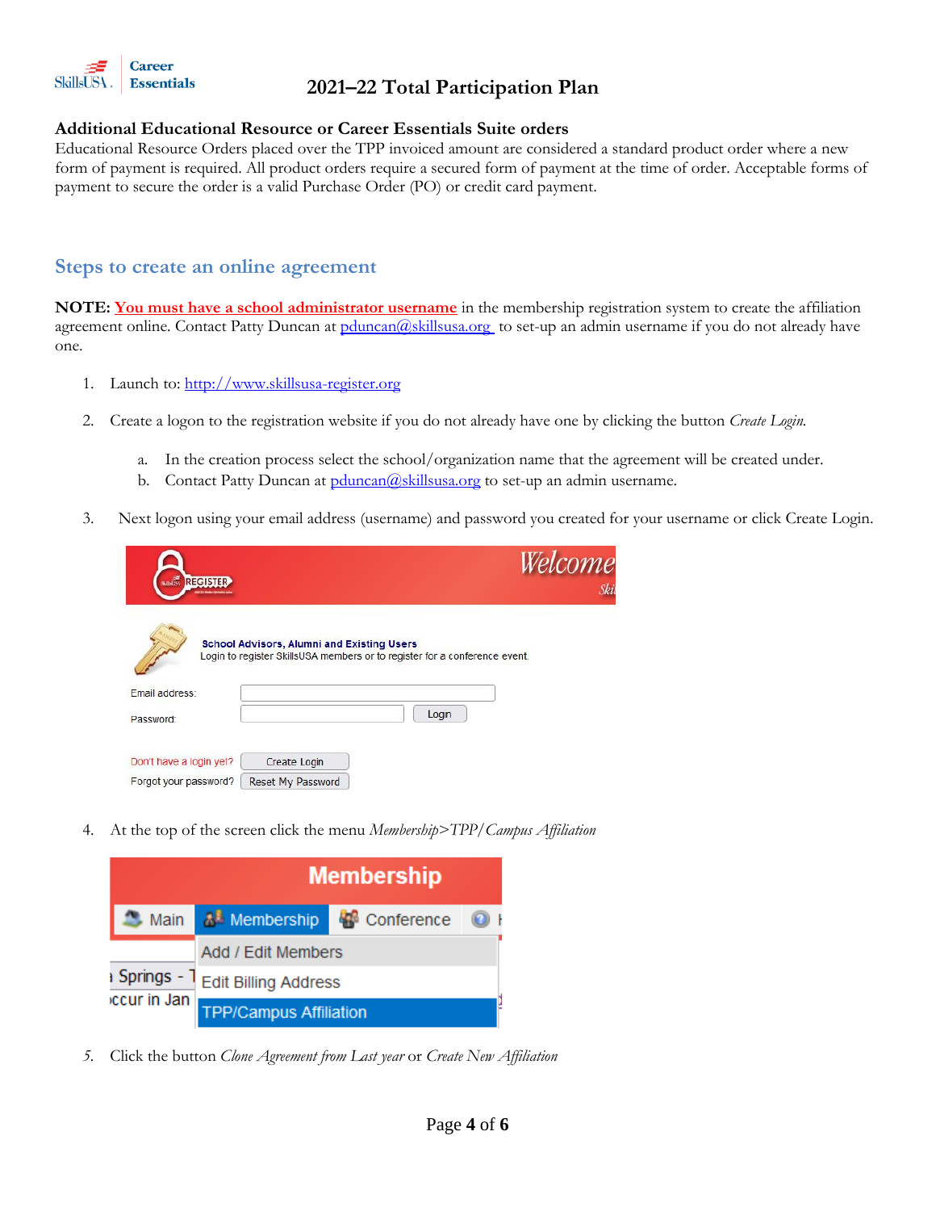## Additional Educational Resource or Career Essentials Suite orders

Educational Resource Orders placed over the TPP invoiced amount are considered a standard product order where a new form of payment is required. All product orders require a secured form of payment at the time of order. Acceptable forms of payment to secure the order is a valid Purchase Order (PO) or credit card payment.

## Steps to create an online agreement

**NOTE:** **You must have a school administrator username** in the membership registration system to create the affiliation agreement online. Contact Patty Duncan at pduncan@skillsusa.org to set-up an admin username if you do not already have one.

1. Launch to: http://www.skillsusa-register.org
2. Create a logon to the registration website if you do not already have one by clicking the button *Create Login.*
   a. In the creation process select the school/organization name that the agreement will be created under.
   b. Contact Patty Duncan at pduncan@skillsusa.org to set-up an admin username.
3. Next logon using your email address (username) and password you created for your username or click Create Login.
4. At the top of the screen click the menu *Membership>TPP/Campus Affiliation*
5. Click the button *Clone Agreement from Last year* or *Create New Affiliation*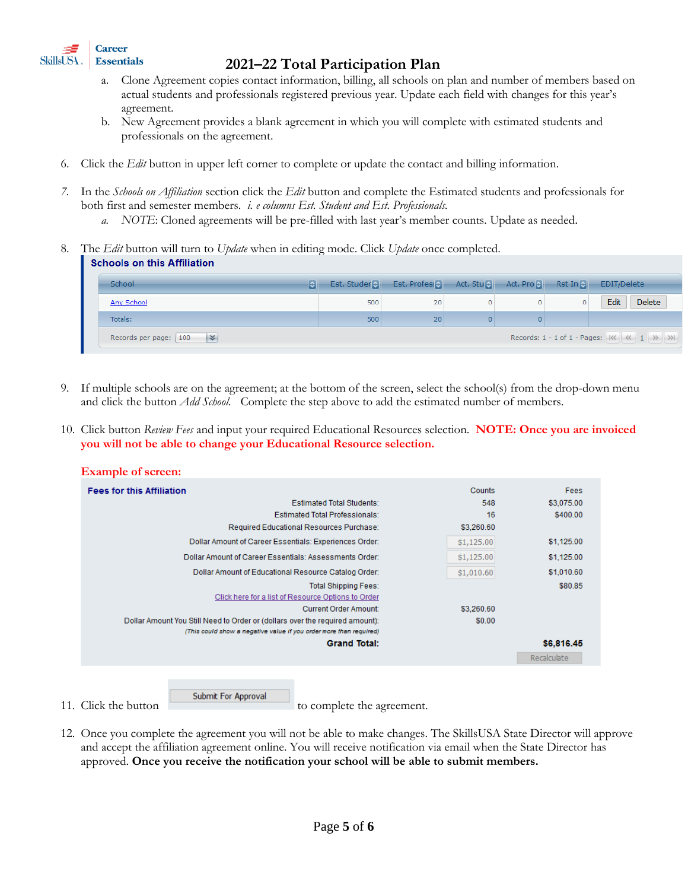a. Clone Agreement copies contact information, billing, all schools on plan and number of members based on actual students and professionals registered previous year. Update each field with changes for this year's agreement.
b. New Agreement provides a blank agreement in which you will complete with estimated students and professionals on the agreement.

6. Click the *Edit* button in upper left corner to complete or update the contact and billing information.

7. In the *Schools on Affiliation* section click the *Edit* button and complete the Estimated students and professionals for both first and semester members. *i. e columns Est. Student and Est. Professionals.*
   a. *NOTE*: Cloned agreements will be pre-filled with last year's member counts. Update as needed.

8. The *Edit* button will turn to *Update* when in editing mode. Click *Update* once completed.

**Schools on this Affiliation**

| School | Est. Studer | Est. Profes | Act. Stu | Act. Pro | Rst In | EDIT/Delete |
|---|---|---|---|---|---|---|
| Any School | 500 | 20 | 0 | 0 | 0 | Edit Delete |
| Totals: | 500 | 20 | 0 | 0 | | |

Records per page: 100 — Records: 1 - 1 of 1 - Pages: 1

9. If multiple schools are on the agreement; at the bottom of the screen, select the school(s) from the drop-down menu and click the button *Add School*. Complete the step above to add the estimated number of members.

10. Click button *Review Fees* and input your required Educational Resources selection. **NOTE: Once you are invoiced you will not be able to change your Educational Resource selection.**

**Example of screen:**

**Fees for this Affiliation**

| | Counts | Fees |
|---|---|---|
| Estimated Total Students: | 548 | $3,075.00 |
| Estimated Total Professionals: | 16 | $400.00 |
| Required Educational Resources Purchase: | $3,260.60 | |
| Dollar Amount of Career Essentials: Experiences Order: | $1,125.00 | $1,125.00 |
| Dollar Amount of Career Essentials: Assessments Order: | $1,125.00 | $1,125.00 |
| Dollar Amount of Educational Resource Catalog Order: | $1,010.60 | $1,010.60 |
| Total Shipping Fees: | | $80.85 |
| Click here for a list of Resource Options to Order | | |
| Current Order Amount: | $3,260.60 | |
| Dollar Amount You Still Need to Order or (dollars over the required amount): *(This could show a negative value if you order more than required)* | $0.00 | |
| **Grand Total:** | | **$6,816.45** |

Recalculate

11. Click the button Submit For Approval to complete the agreement.

12. Once you complete the agreement you will not be able to make changes. The SkillsUSA State Director will approve and accept the affiliation agreement online. You will receive notification via email when the State Director has approved. **Once you receive the notification your school will be able to submit members.**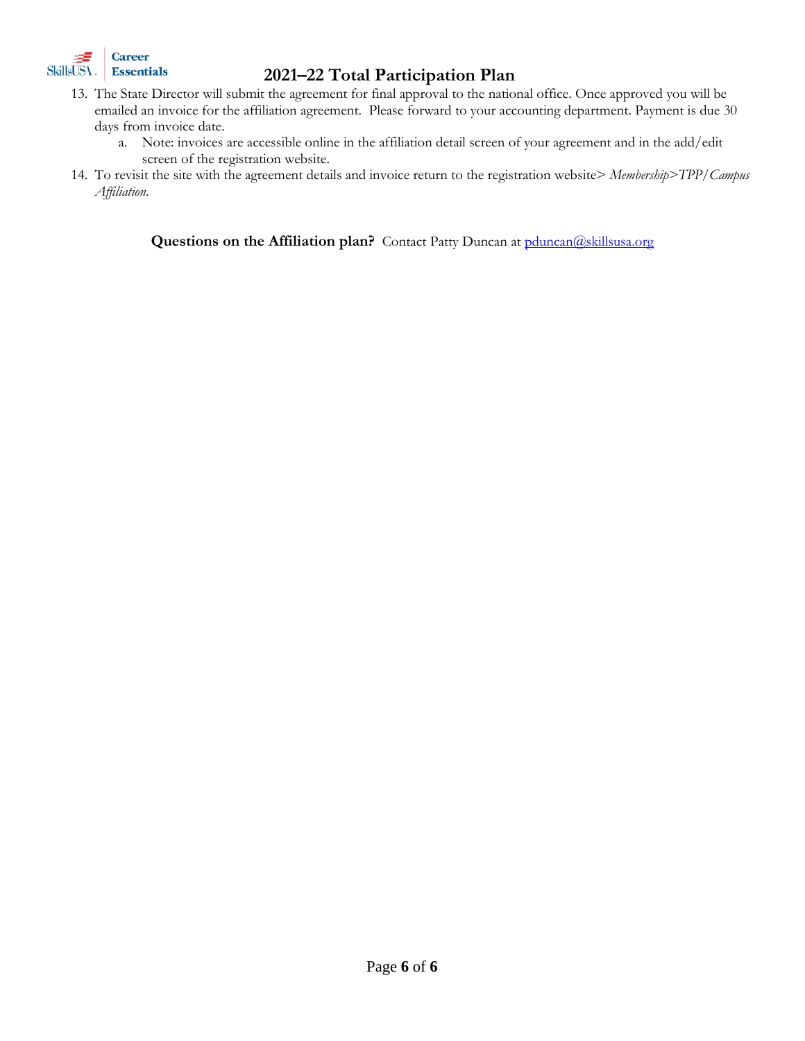13. The State Director will submit the agreement for final approval to the national office. Once approved you will be emailed an invoice for the affiliation agreement. Please forward to your accounting department. Payment is due 30 days from invoice date.
    a. Note: invoices are accessible online in the affiliation detail screen of your agreement and in the add/edit screen of the registration website.
14. To revisit the site with the agreement details and invoice return to the registration website> *Membership>TPP/Campus Affiliation.*

**Questions on the Affiliation plan?** Contact Patty Duncan at pduncan@skillsusa.org